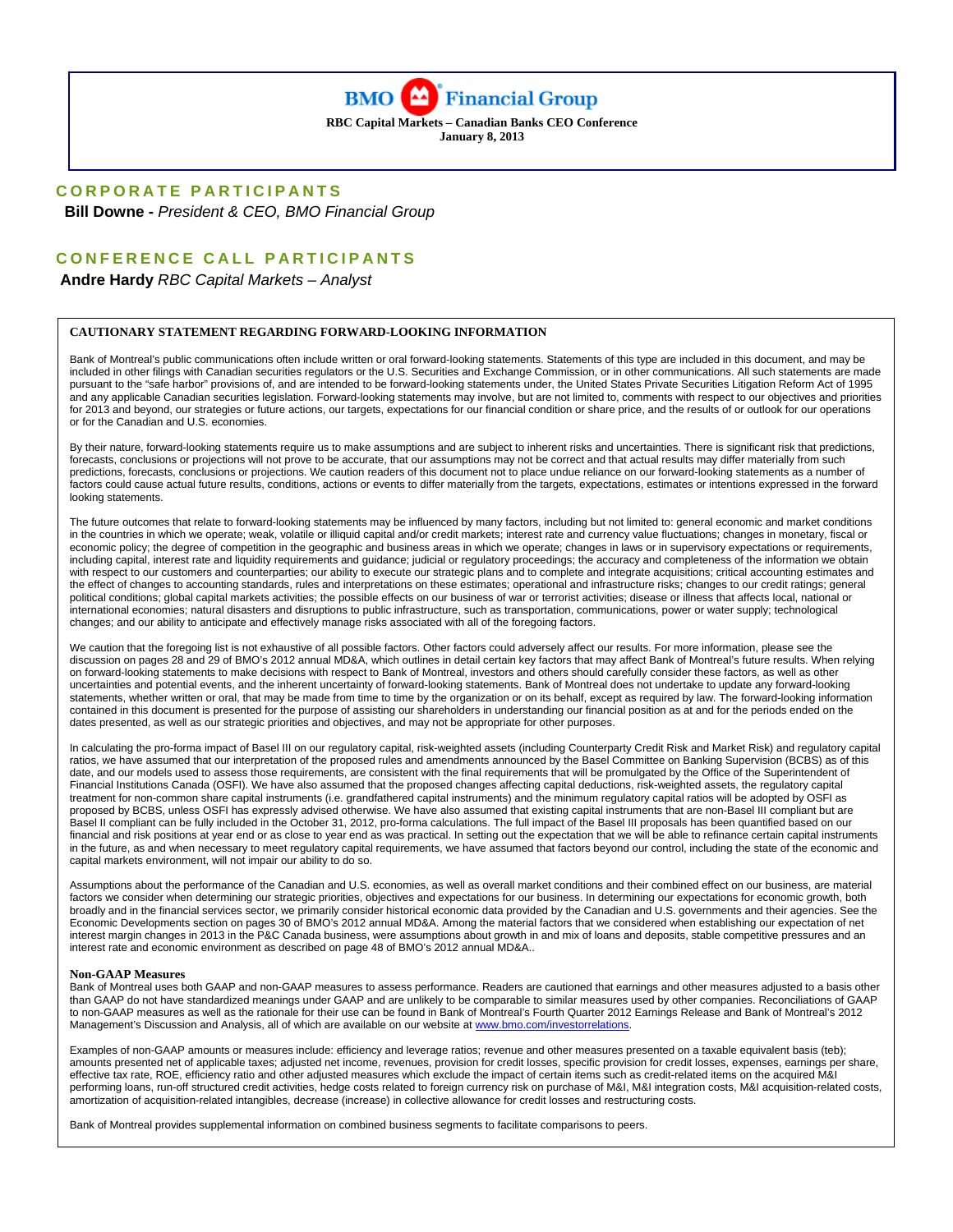# BMO Financial Group

**RBC Capital Markets – Canadian Banks CEO Conference**
**January 8, 2013**

## CORPORATE PARTICIPANTS

**Bill Downe -** *President & CEO, BMO Financial Group*

## CONFERENCE CALL PARTICIPANTS

**Andre Hardy** *RBC Capital Markets – Analyst*

### CAUTIONARY STATEMENT REGARDING FORWARD-LOOKING INFORMATION

Bank of Montreal's public communications often include written or oral forward-looking statements. Statements of this type are included in this document, and may be included in other filings with Canadian securities regulators or the U.S. Securities and Exchange Commission, or in other communications. All such statements are made pursuant to the "safe harbor" provisions of, and are intended to be forward-looking statements under, the United States Private Securities Litigation Reform Act of 1995 and any applicable Canadian securities legislation. Forward-looking statements may involve, but are not limited to, comments with respect to our objectives and priorities for 2013 and beyond, our strategies or future actions, our targets, expectations for our financial condition or share price, and the results of or outlook for our operations or for the Canadian and U.S. economies.

By their nature, forward-looking statements require us to make assumptions and are subject to inherent risks and uncertainties. There is significant risk that predictions, forecasts, conclusions or projections will not prove to be accurate, that our assumptions may not be correct and that actual results may differ materially from such predictions, forecasts, conclusions or projections. We caution readers of this document not to place undue reliance on our forward-looking statements as a number of factors could cause actual future results, conditions, actions or events to differ materially from the targets, expectations, estimates or intentions expressed in the forward looking statements.

The future outcomes that relate to forward-looking statements may be influenced by many factors, including but not limited to: general economic and market conditions in the countries in which we operate; weak, volatile or illiquid capital and/or credit markets; interest rate and currency value fluctuations; changes in monetary, fiscal or economic policy; the degree of competition in the geographic and business areas in which we operate; changes in laws or in supervisory expectations or requirements, including capital, interest rate and liquidity requirements and guidance; judicial or regulatory proceedings; the accuracy and completeness of the information we obtain with respect to our customers and counterparties; our ability to execute our strategic plans and to complete and integrate acquisitions; critical accounting estimates and the effect of changes to accounting standards, rules and interpretations on these estimates; operational and infrastructure risks; changes to our credit ratings; general political conditions; global capital markets activities; the possible effects on our business of war or terrorist activities; disease or illness that affects local, national or international economies; natural disasters and disruptions to public infrastructure, such as transportation, communications, power or water supply; technological changes; and our ability to anticipate and effectively manage risks associated with all of the foregoing factors.

We caution that the foregoing list is not exhaustive of all possible factors. Other factors could adversely affect our results. For more information, please see the discussion on pages 28 and 29 of BMO's 2012 annual MD&A, which outlines in detail certain key factors that may affect Bank of Montreal's future results. When relying on forward-looking statements to make decisions with respect to Bank of Montreal, investors and others should carefully consider these factors, as well as other uncertainties and potential events, and the inherent uncertainty of forward-looking statements. Bank of Montreal does not undertake to update any forward-looking statements, whether written or oral, that may be made from time to time by the organization or on its behalf, except as required by law. The forward-looking information contained in this document is presented for the purpose of assisting our shareholders in understanding our financial position as at and for the periods ended on the dates presented, as well as our strategic priorities and objectives, and may not be appropriate for other purposes.

In calculating the pro-forma impact of Basel III on our regulatory capital, risk-weighted assets (including Counterparty Credit Risk and Market Risk) and regulatory capital ratios, we have assumed that our interpretation of the proposed rules and amendments announced by the Basel Committee on Banking Supervision (BCBS) as of this date, and our models used to assess those requirements, are consistent with the final requirements that will be promulgated by the Office of the Superintendent of Financial Institutions Canada (OSFI). We have also assumed that the proposed changes affecting capital deductions, risk-weighted assets, the regulatory capital treatment for non-common share capital instruments (i.e. grandfathered capital instruments) and the minimum regulatory capital ratios will be adopted by OSFI as proposed by BCBS, unless OSFI has expressly advised otherwise. We have also assumed that existing capital instruments that are non-Basel III compliant but are Basel II compliant can be fully included in the October 31, 2012, pro-forma calculations. The full impact of the Basel III proposals has been quantified based on our financial and risk positions at year end or as close to year end as was practical. In setting out the expectation that we will be able to refinance certain capital instruments in the future, as and when necessary to meet regulatory capital requirements, we have assumed that factors beyond our control, including the state of the economic and capital markets environment, will not impair our ability to do so.

Assumptions about the performance of the Canadian and U.S. economies, as well as overall market conditions and their combined effect on our business, are material factors we consider when determining our strategic priorities, objectives and expectations for our business. In determining our expectations for economic growth, both broadly and in the financial services sector, we primarily consider historical economic data provided by the Canadian and U.S. governments and their agencies. See the Economic Developments section on pages 30 of BMO's 2012 annual MD&A. Among the material factors that we considered when establishing our expectation of net interest margin changes in 2013 in the P&C Canada business, were assumptions about growth in and mix of loans and deposits, stable competitive pressures and an interest rate and economic environment as described on page 48 of BMO's 2012 annual MD&A..

**Non-GAAP Measures**

Bank of Montreal uses both GAAP and non-GAAP measures to assess performance. Readers are cautioned that earnings and other measures adjusted to a basis other than GAAP do not have standardized meanings under GAAP and are unlikely to be comparable to similar measures used by other companies. Reconciliations of GAAP to non-GAAP measures as well as the rationale for their use can be found in Bank of Montreal's Fourth Quarter 2012 Earnings Release and Bank of Montreal's 2012 Management's Discussion and Analysis, all of which are available on our website at www.bmo.com/investorrelations.

Examples of non-GAAP amounts or measures include: efficiency and leverage ratios; revenue and other measures presented on a taxable equivalent basis (teb); amounts presented net of applicable taxes; adjusted net income, revenues, provision for credit losses, specific provision for credit losses, expenses, earnings per share, effective tax rate, ROE, efficiency ratio and other adjusted measures which exclude the impact of certain items such as credit-related items on the acquired M&I performing loans, run-off structured credit activities, hedge costs related to foreign currency risk on purchase of M&I, M&I integration costs, M&I acquisition-related costs, amortization of acquisition-related intangibles, decrease (increase) in collective allowance for credit losses and restructuring costs.

Bank of Montreal provides supplemental information on combined business segments to facilitate comparisons to peers.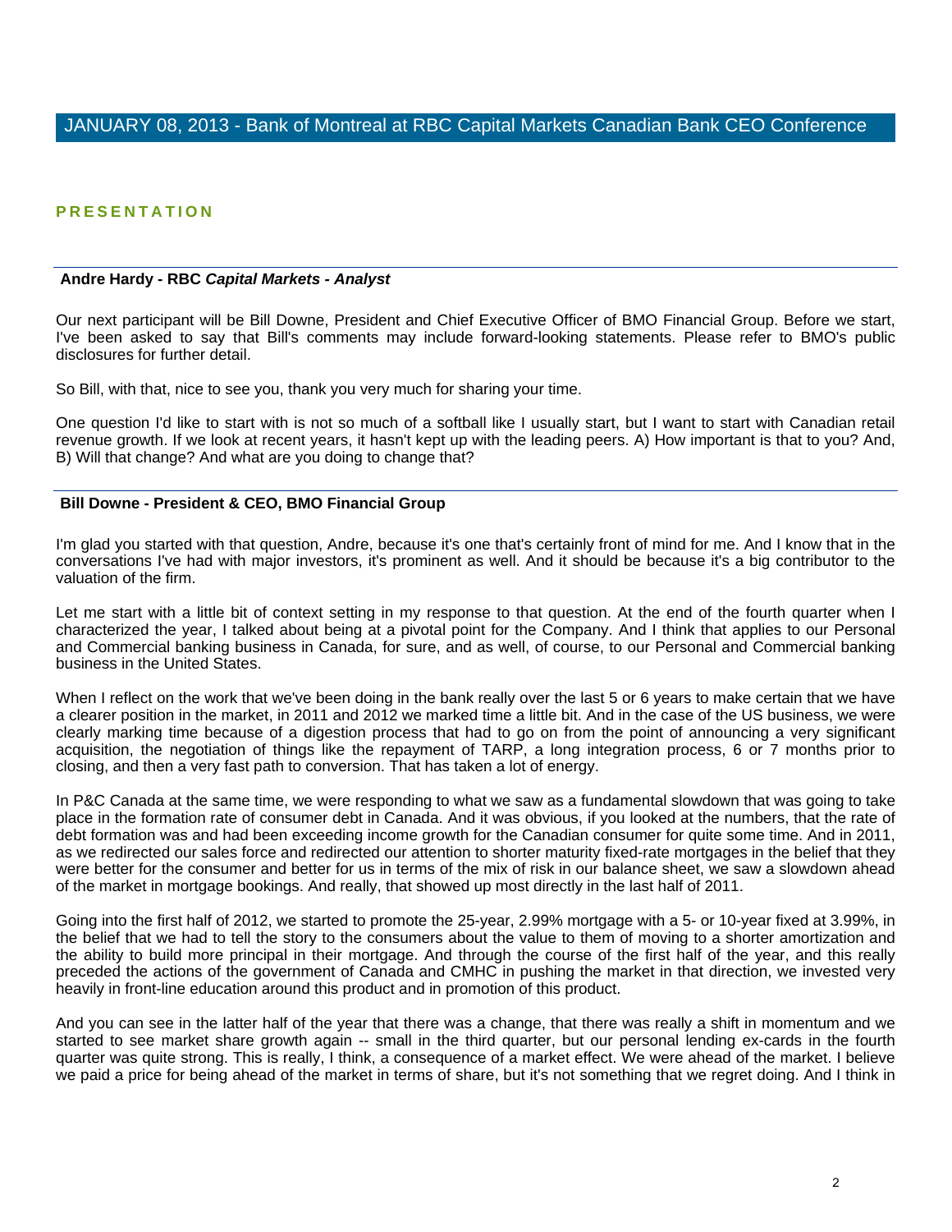## JANUARY 08, 2013 - Bank of Montreal at RBC Capital Markets Canadian Bank CEO Conference

### PRESENTATION

**Andre Hardy - RBC *Capital Markets - Analyst***

Our next participant will be Bill Downe, President and Chief Executive Officer of BMO Financial Group. Before we start, I've been asked to say that Bill's comments may include forward-looking statements. Please refer to BMO's public disclosures for further detail.

So Bill, with that, nice to see you, thank you very much for sharing your time.

One question I'd like to start with is not so much of a softball like I usually start, but I want to start with Canadian retail revenue growth. If we look at recent years, it hasn't kept up with the leading peers. A) How important is that to you? And, B) Will that change? And what are you doing to change that?

**Bill Downe - President & CEO, BMO Financial Group**

I'm glad you started with that question, Andre, because it's one that's certainly front of mind for me. And I know that in the conversations I've had with major investors, it's prominent as well. And it should be because it's a big contributor to the valuation of the firm.

Let me start with a little bit of context setting in my response to that question. At the end of the fourth quarter when I characterized the year, I talked about being at a pivotal point for the Company. And I think that applies to our Personal and Commercial banking business in Canada, for sure, and as well, of course, to our Personal and Commercial banking business in the United States.

When I reflect on the work that we've been doing in the bank really over the last 5 or 6 years to make certain that we have a clearer position in the market, in 2011 and 2012 we marked time a little bit. And in the case of the US business, we were clearly marking time because of a digestion process that had to go on from the point of announcing a very significant acquisition, the negotiation of things like the repayment of TARP, a long integration process, 6 or 7 months prior to closing, and then a very fast path to conversion. That has taken a lot of energy.

In P&C Canada at the same time, we were responding to what we saw as a fundamental slowdown that was going to take place in the formation rate of consumer debt in Canada. And it was obvious, if you looked at the numbers, that the rate of debt formation was and had been exceeding income growth for the Canadian consumer for quite some time. And in 2011, as we redirected our sales force and redirected our attention to shorter maturity fixed-rate mortgages in the belief that they were better for the consumer and better for us in terms of the mix of risk in our balance sheet, we saw a slowdown ahead of the market in mortgage bookings. And really, that showed up most directly in the last half of 2011.

Going into the first half of 2012, we started to promote the 25-year, 2.99% mortgage with a 5- or 10-year fixed at 3.99%, in the belief that we had to tell the story to the consumers about the value to them of moving to a shorter amortization and the ability to build more principal in their mortgage. And through the course of the first half of the year, and this really preceded the actions of the government of Canada and CMHC in pushing the market in that direction, we invested very heavily in front-line education around this product and in promotion of this product.

And you can see in the latter half of the year that there was a change, that there was really a shift in momentum and we started to see market share growth again -- small in the third quarter, but our personal lending ex-cards in the fourth quarter was quite strong. This is really, I think, a consequence of a market effect. We were ahead of the market. I believe we paid a price for being ahead of the market in terms of share, but it's not something that we regret doing. And I think in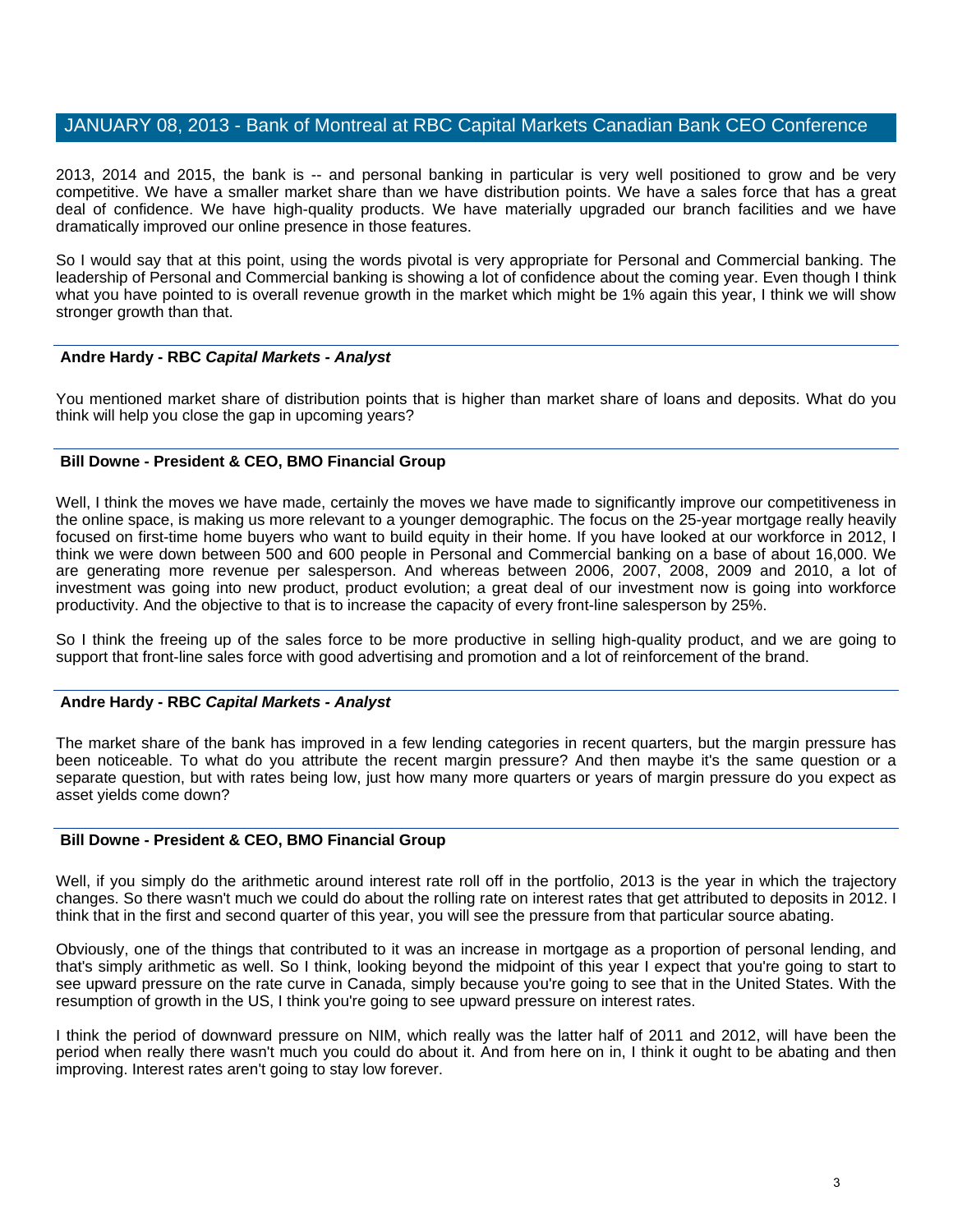2013, 2014 and 2015, the bank is -- and personal banking in particular is very well positioned to grow and be very competitive. We have a smaller market share than we have distribution points. We have a sales force that has a great deal of confidence. We have high-quality products. We have materially upgraded our branch facilities and we have dramatically improved our online presence in those features.

So I would say that at this point, using the words pivotal is very appropriate for Personal and Commercial banking. The leadership of Personal and Commercial banking is showing a lot of confidence about the coming year. Even though I think what you have pointed to is overall revenue growth in the market which might be 1% again this year, I think we will show stronger growth than that.

**Andre Hardy - RBC *Capital Markets - Analyst***

You mentioned market share of distribution points that is higher than market share of loans and deposits. What do you think will help you close the gap in upcoming years?

**Bill Downe - President & CEO, BMO Financial Group**

Well, I think the moves we have made, certainly the moves we have made to significantly improve our competitiveness in the online space, is making us more relevant to a younger demographic. The focus on the 25-year mortgage really heavily focused on first-time home buyers who want to build equity in their home. If you have looked at our workforce in 2012, I think we were down between 500 and 600 people in Personal and Commercial banking on a base of about 16,000. We are generating more revenue per salesperson. And whereas between 2006, 2007, 2008, 2009 and 2010, a lot of investment was going into new product, product evolution; a great deal of our investment now is going into workforce productivity. And the objective to that is to increase the capacity of every front-line salesperson by 25%.

So I think the freeing up of the sales force to be more productive in selling high-quality product, and we are going to support that front-line sales force with good advertising and promotion and a lot of reinforcement of the brand.

**Andre Hardy - RBC *Capital Markets - Analyst***

The market share of the bank has improved in a few lending categories in recent quarters, but the margin pressure has been noticeable. To what do you attribute the recent margin pressure? And then maybe it's the same question or a separate question, but with rates being low, just how many more quarters or years of margin pressure do you expect as asset yields come down?

**Bill Downe - President & CEO, BMO Financial Group**

Well, if you simply do the arithmetic around interest rate roll off in the portfolio, 2013 is the year in which the trajectory changes. So there wasn't much we could do about the rolling rate on interest rates that get attributed to deposits in 2012. I think that in the first and second quarter of this year, you will see the pressure from that particular source abating.

Obviously, one of the things that contributed to it was an increase in mortgage as a proportion of personal lending, and that's simply arithmetic as well. So I think, looking beyond the midpoint of this year I expect that you're going to start to see upward pressure on the rate curve in Canada, simply because you're going to see that in the United States. With the resumption of growth in the US, I think you're going to see upward pressure on interest rates.

I think the period of downward pressure on NIM, which really was the latter half of 2011 and 2012, will have been the period when really there wasn't much you could do about it. And from here on in, I think it ought to be abating and then improving. Interest rates aren't going to stay low forever.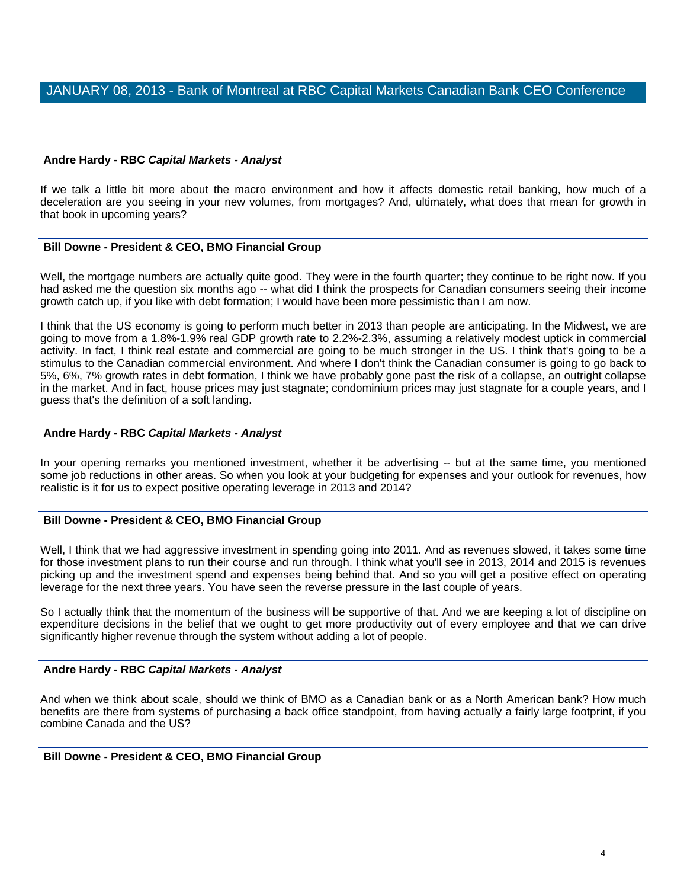**Andre Hardy - RBC *Capital Markets - Analyst***

If we talk a little bit more about the macro environment and how it affects domestic retail banking, how much of a deceleration are you seeing in your new volumes, from mortgages? And, ultimately, what does that mean for growth in that book in upcoming years?

**Bill Downe - President & CEO, BMO Financial Group**

Well, the mortgage numbers are actually quite good. They were in the fourth quarter; they continue to be right now. If you had asked me the question six months ago -- what did I think the prospects for Canadian consumers seeing their income growth catch up, if you like with debt formation; I would have been more pessimistic than I am now.

I think that the US economy is going to perform much better in 2013 than people are anticipating. In the Midwest, we are going to move from a 1.8%-1.9% real GDP growth rate to 2.2%-2.3%, assuming a relatively modest uptick in commercial activity. In fact, I think real estate and commercial are going to be much stronger in the US. I think that's going to be a stimulus to the Canadian commercial environment. And where I don't think the Canadian consumer is going to go back to 5%, 6%, 7% growth rates in debt formation, I think we have probably gone past the risk of a collapse, an outright collapse in the market. And in fact, house prices may just stagnate; condominium prices may just stagnate for a couple years, and I guess that's the definition of a soft landing.

**Andre Hardy - RBC *Capital Markets - Analyst***

In your opening remarks you mentioned investment, whether it be advertising -- but at the same time, you mentioned some job reductions in other areas. So when you look at your budgeting for expenses and your outlook for revenues, how realistic is it for us to expect positive operating leverage in 2013 and 2014?

**Bill Downe - President & CEO, BMO Financial Group**

Well, I think that we had aggressive investment in spending going into 2011. And as revenues slowed, it takes some time for those investment plans to run their course and run through. I think what you'll see in 2013, 2014 and 2015 is revenues picking up and the investment spend and expenses being behind that. And so you will get a positive effect on operating leverage for the next three years. You have seen the reverse pressure in the last couple of years.

So I actually think that the momentum of the business will be supportive of that. And we are keeping a lot of discipline on expenditure decisions in the belief that we ought to get more productivity out of every employee and that we can drive significantly higher revenue through the system without adding a lot of people.

**Andre Hardy - RBC *Capital Markets - Analyst***

And when we think about scale, should we think of BMO as a Canadian bank or as a North American bank? How much benefits are there from systems of purchasing a back office standpoint, from having actually a fairly large footprint, if you combine Canada and the US?

**Bill Downe - President & CEO, BMO Financial Group**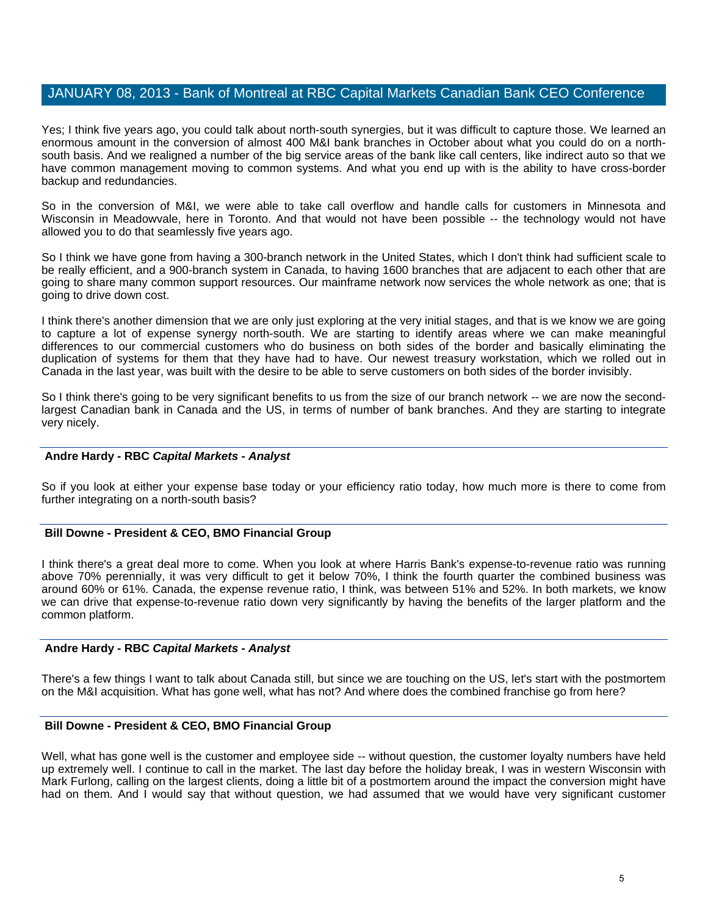Yes; I think five years ago, you could talk about north-south synergies, but it was difficult to capture those. We learned an enormous amount in the conversion of almost 400 M&I bank branches in October about what you could do on a north-south basis. And we realigned a number of the big service areas of the bank like call centers, like indirect auto so that we have common management moving to common systems. And what you end up with is the ability to have cross-border backup and redundancies.

So in the conversion of M&I, we were able to take call overflow and handle calls for customers in Minnesota and Wisconsin in Meadowvale, here in Toronto. And that would not have been possible -- the technology would not have allowed you to do that seamlessly five years ago.

So I think we have gone from having a 300-branch network in the United States, which I don't think had sufficient scale to be really efficient, and a 900-branch system in Canada, to having 1600 branches that are adjacent to each other that are going to share many common support resources. Our mainframe network now services the whole network as one; that is going to drive down cost.

I think there's another dimension that we are only just exploring at the very initial stages, and that is we know we are going to capture a lot of expense synergy north-south. We are starting to identify areas where we can make meaningful differences to our commercial customers who do business on both sides of the border and basically eliminating the duplication of systems for them that they have had to have. Our newest treasury workstation, which we rolled out in Canada in the last year, was built with the desire to be able to serve customers on both sides of the border invisibly.

So I think there's going to be very significant benefits to us from the size of our branch network -- we are now the second-largest Canadian bank in Canada and the US, in terms of number of bank branches. And they are starting to integrate very nicely.

---

**Andre Hardy - RBC *Capital Markets - Analyst***

So if you look at either your expense base today or your efficiency ratio today, how much more is there to come from further integrating on a north-south basis?

---

**Bill Downe - President & CEO, BMO Financial Group**

I think there's a great deal more to come. When you look at where Harris Bank's expense-to-revenue ratio was running above 70% perennially, it was very difficult to get it below 70%, I think the fourth quarter the combined business was around 60% or 61%. Canada, the expense revenue ratio, I think, was between 51% and 52%. In both markets, we know we can drive that expense-to-revenue ratio down very significantly by having the benefits of the larger platform and the common platform.

---

**Andre Hardy - RBC *Capital Markets - Analyst***

There's a few things I want to talk about Canada still, but since we are touching on the US, let's start with the postmortem on the M&I acquisition. What has gone well, what has not? And where does the combined franchise go from here?

---

**Bill Downe - President & CEO, BMO Financial Group**

Well, what has gone well is the customer and employee side -- without question, the customer loyalty numbers have held up extremely well. I continue to call in the market. The last day before the holiday break, I was in western Wisconsin with Mark Furlong, calling on the largest clients, doing a little bit of a postmortem around the impact the conversion might have had on them. And I would say that without question, we had assumed that we would have very significant customer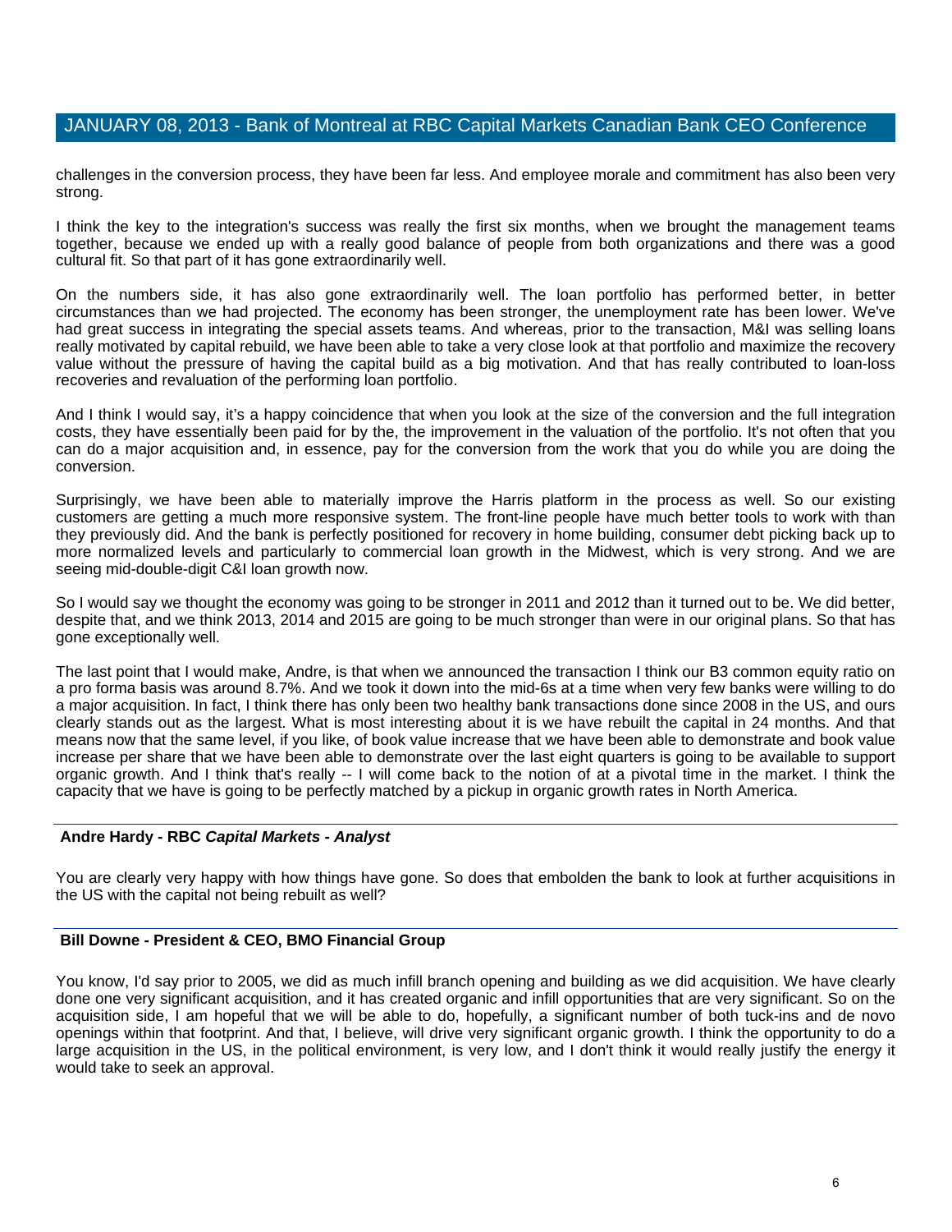challenges in the conversion process, they have been far less. And employee morale and commitment has also been very strong.

I think the key to the integration's success was really the first six months, when we brought the management teams together, because we ended up with a really good balance of people from both organizations and there was a good cultural fit. So that part of it has gone extraordinarily well.

On the numbers side, it has also gone extraordinarily well. The loan portfolio has performed better, in better circumstances than we had projected. The economy has been stronger, the unemployment rate has been lower. We've had great success in integrating the special assets teams. And whereas, prior to the transaction, M&I was selling loans really motivated by capital rebuild, we have been able to take a very close look at that portfolio and maximize the recovery value without the pressure of having the capital build as a big motivation. And that has really contributed to loan-loss recoveries and revaluation of the performing loan portfolio.

And I think I would say, it's a happy coincidence that when you look at the size of the conversion and the full integration costs, they have essentially been paid for by the, the improvement in the valuation of the portfolio. It's not often that you can do a major acquisition and, in essence, pay for the conversion from the work that you do while you are doing the conversion.

Surprisingly, we have been able to materially improve the Harris platform in the process as well. So our existing customers are getting a much more responsive system. The front-line people have much better tools to work with than they previously did. And the bank is perfectly positioned for recovery in home building, consumer debt picking back up to more normalized levels and particularly to commercial loan growth in the Midwest, which is very strong. And we are seeing mid-double-digit C&I loan growth now.

So I would say we thought the economy was going to be stronger in 2011 and 2012 than it turned out to be. We did better, despite that, and we think 2013, 2014 and 2015 are going to be much stronger than were in our original plans. So that has gone exceptionally well.

The last point that I would make, Andre, is that when we announced the transaction I think our B3 common equity ratio on a pro forma basis was around 8.7%. And we took it down into the mid-6s at a time when very few banks were willing to do a major acquisition. In fact, I think there has only been two healthy bank transactions done since 2008 in the US, and ours clearly stands out as the largest. What is most interesting about it is we have rebuilt the capital in 24 months. And that means now that the same level, if you like, of book value increase that we have been able to demonstrate and book value increase per share that we have been able to demonstrate over the last eight quarters is going to be available to support organic growth. And I think that's really -- I will come back to the notion of at a pivotal time in the market. I think the capacity that we have is going to be perfectly matched by a pickup in organic growth rates in North America.

**Andre Hardy - RBC *Capital Markets - Analyst***

You are clearly very happy with how things have gone. So does that embolden the bank to look at further acquisitions in the US with the capital not being rebuilt as well?

**Bill Downe - President & CEO, BMO Financial Group**

You know, I'd say prior to 2005, we did as much infill branch opening and building as we did acquisition. We have clearly done one very significant acquisition, and it has created organic and infill opportunities that are very significant. So on the acquisition side, I am hopeful that we will be able to do, hopefully, a significant number of both tuck-ins and de novo openings within that footprint. And that, I believe, will drive very significant organic growth. I think the opportunity to do a large acquisition in the US, in the political environment, is very low, and I don't think it would really justify the energy it would take to seek an approval.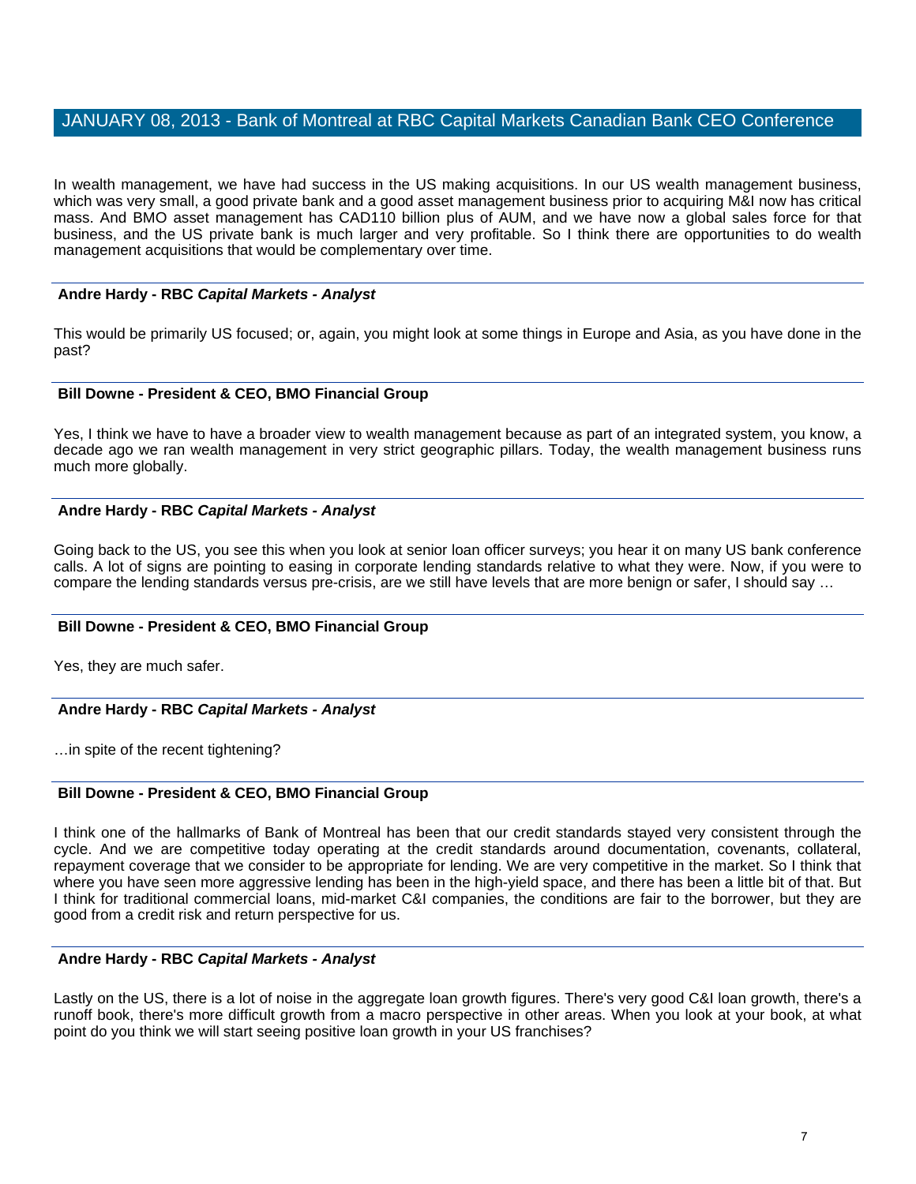In wealth management, we have had success in the US making acquisitions. In our US wealth management business, which was very small, a good private bank and a good asset management business prior to acquiring M&I now has critical mass. And BMO asset management has CAD110 billion plus of AUM, and we have now a global sales force for that business, and the US private bank is much larger and very profitable. So I think there are opportunities to do wealth management acquisitions that would be complementary over time.

**Andre Hardy - RBC *Capital Markets - Analyst***

This would be primarily US focused; or, again, you might look at some things in Europe and Asia, as you have done in the past?

**Bill Downe - President & CEO, BMO Financial Group**

Yes, I think we have to have a broader view to wealth management because as part of an integrated system, you know, a decade ago we ran wealth management in very strict geographic pillars. Today, the wealth management business runs much more globally.

**Andre Hardy - RBC *Capital Markets - Analyst***

Going back to the US, you see this when you look at senior loan officer surveys; you hear it on many US bank conference calls. A lot of signs are pointing to easing in corporate lending standards relative to what they were. Now, if you were to compare the lending standards versus pre-crisis, are we still have levels that are more benign or safer, I should say …

**Bill Downe - President & CEO, BMO Financial Group**

Yes, they are much safer.

**Andre Hardy - RBC *Capital Markets - Analyst***

…in spite of the recent tightening?

**Bill Downe - President & CEO, BMO Financial Group**

I think one of the hallmarks of Bank of Montreal has been that our credit standards stayed very consistent through the cycle. And we are competitive today operating at the credit standards around documentation, covenants, collateral, repayment coverage that we consider to be appropriate for lending. We are very competitive in the market. So I think that where you have seen more aggressive lending has been in the high-yield space, and there has been a little bit of that. But I think for traditional commercial loans, mid-market C&I companies, the conditions are fair to the borrower, but they are good from a credit risk and return perspective for us.

**Andre Hardy - RBC *Capital Markets - Analyst***

Lastly on the US, there is a lot of noise in the aggregate loan growth figures. There's very good C&I loan growth, there's a runoff book, there's more difficult growth from a macro perspective in other areas. When you look at your book, at what point do you think we will start seeing positive loan growth in your US franchises?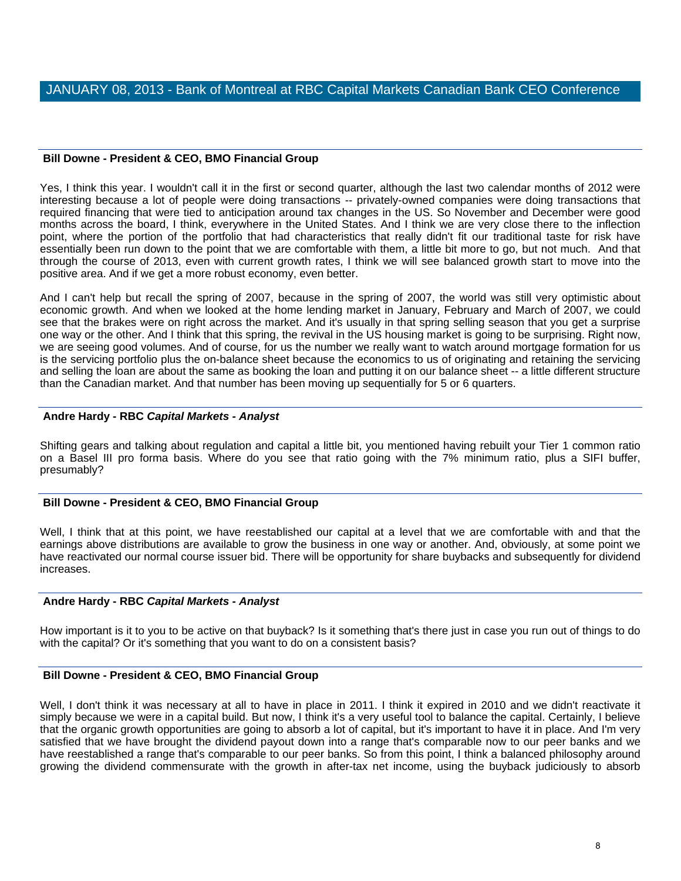**Bill Downe - President & CEO, BMO Financial Group**

Yes, I think this year. I wouldn't call it in the first or second quarter, although the last two calendar months of 2012 were interesting because a lot of people were doing transactions -- privately-owned companies were doing transactions that required financing that were tied to anticipation around tax changes in the US. So November and December were good months across the board, I think, everywhere in the United States. And I think we are very close there to the inflection point, where the portion of the portfolio that had characteristics that really didn't fit our traditional taste for risk have essentially been run down to the point that we are comfortable with them, a little bit more to go, but not much. And that through the course of 2013, even with current growth rates, I think we will see balanced growth start to move into the positive area. And if we get a more robust economy, even better.

And I can't help but recall the spring of 2007, because in the spring of 2007, the world was still very optimistic about economic growth. And when we looked at the home lending market in January, February and March of 2007, we could see that the brakes were on right across the market. And it's usually in that spring selling season that you get a surprise one way or the other. And I think that this spring, the revival in the US housing market is going to be surprising. Right now, we are seeing good volumes. And of course, for us the number we really want to watch around mortgage formation for us is the servicing portfolio plus the on-balance sheet because the economics to us of originating and retaining the servicing and selling the loan are about the same as booking the loan and putting it on our balance sheet -- a little different structure than the Canadian market. And that number has been moving up sequentially for 5 or 6 quarters.

**Andre Hardy - RBC *Capital Markets - Analyst***

Shifting gears and talking about regulation and capital a little bit, you mentioned having rebuilt your Tier 1 common ratio on a Basel III pro forma basis. Where do you see that ratio going with the 7% minimum ratio, plus a SIFI buffer, presumably?

**Bill Downe - President & CEO, BMO Financial Group**

Well, I think that at this point, we have reestablished our capital at a level that we are comfortable with and that the earnings above distributions are available to grow the business in one way or another. And, obviously, at some point we have reactivated our normal course issuer bid. There will be opportunity for share buybacks and subsequently for dividend increases.

**Andre Hardy - RBC *Capital Markets - Analyst***

How important is it to you to be active on that buyback? Is it something that's there just in case you run out of things to do with the capital? Or it's something that you want to do on a consistent basis?

**Bill Downe - President & CEO, BMO Financial Group**

Well, I don't think it was necessary at all to have in place in 2011. I think it expired in 2010 and we didn't reactivate it simply because we were in a capital build. But now, I think it's a very useful tool to balance the capital. Certainly, I believe that the organic growth opportunities are going to absorb a lot of capital, but it's important to have it in place. And I'm very satisfied that we have brought the dividend payout down into a range that's comparable now to our peer banks and we have reestablished a range that's comparable to our peer banks. So from this point, I think a balanced philosophy around growing the dividend commensurate with the growth in after-tax net income, using the buyback judiciously to absorb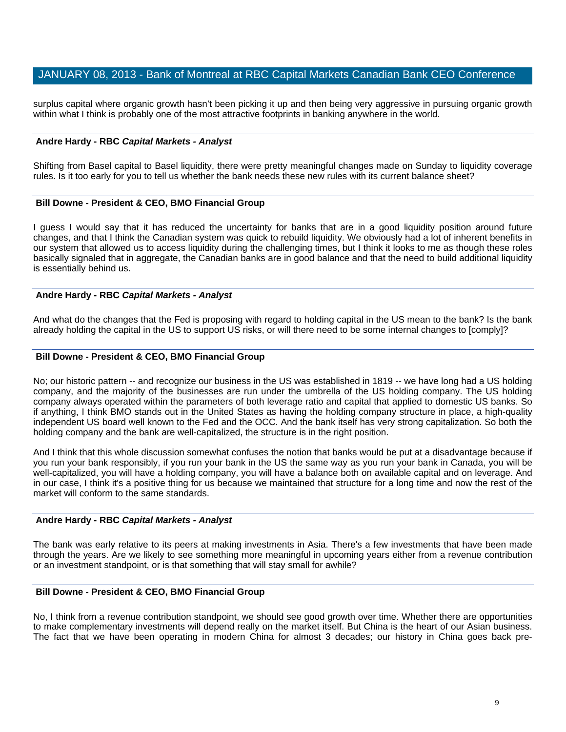surplus capital where organic growth hasn't been picking it up and then being very aggressive in pursuing organic growth within what I think is probably one of the most attractive footprints in banking anywhere in the world.

**Andre Hardy - RBC *Capital Markets - Analyst***

Shifting from Basel capital to Basel liquidity, there were pretty meaningful changes made on Sunday to liquidity coverage rules. Is it too early for you to tell us whether the bank needs these new rules with its current balance sheet?

**Bill Downe - President & CEO, BMO Financial Group**

I guess I would say that it has reduced the uncertainty for banks that are in a good liquidity position around future changes, and that I think the Canadian system was quick to rebuild liquidity. We obviously had a lot of inherent benefits in our system that allowed us to access liquidity during the challenging times, but I think it looks to me as though these roles basically signaled that in aggregate, the Canadian banks are in good balance and that the need to build additional liquidity is essentially behind us.

**Andre Hardy - RBC *Capital Markets - Analyst***

And what do the changes that the Fed is proposing with regard to holding capital in the US mean to the bank? Is the bank already holding the capital in the US to support US risks, or will there need to be some internal changes to [comply]?

**Bill Downe - President & CEO, BMO Financial Group**

No; our historic pattern -- and recognize our business in the US was established in 1819 -- we have long had a US holding company, and the majority of the businesses are run under the umbrella of the US holding company. The US holding company always operated within the parameters of both leverage ratio and capital that applied to domestic US banks. So if anything, I think BMO stands out in the United States as having the holding company structure in place, a high-quality independent US board well known to the Fed and the OCC. And the bank itself has very strong capitalization. So both the holding company and the bank are well-capitalized, the structure is in the right position.

And I think that this whole discussion somewhat confuses the notion that banks would be put at a disadvantage because if you run your bank responsibly, if you run your bank in the US the same way as you run your bank in Canada, you will be well-capitalized, you will have a holding company, you will have a balance both on available capital and on leverage. And in our case, I think it's a positive thing for us because we maintained that structure for a long time and now the rest of the market will conform to the same standards.

**Andre Hardy - RBC *Capital Markets - Analyst***

The bank was early relative to its peers at making investments in Asia. There's a few investments that have been made through the years. Are we likely to see something more meaningful in upcoming years either from a revenue contribution or an investment standpoint, or is that something that will stay small for awhile?

**Bill Downe - President & CEO, BMO Financial Group**

No, I think from a revenue contribution standpoint, we should see good growth over time. Whether there are opportunities to make complementary investments will depend really on the market itself. But China is the heart of our Asian business. The fact that we have been operating in modern China for almost 3 decades; our history in China goes back pre-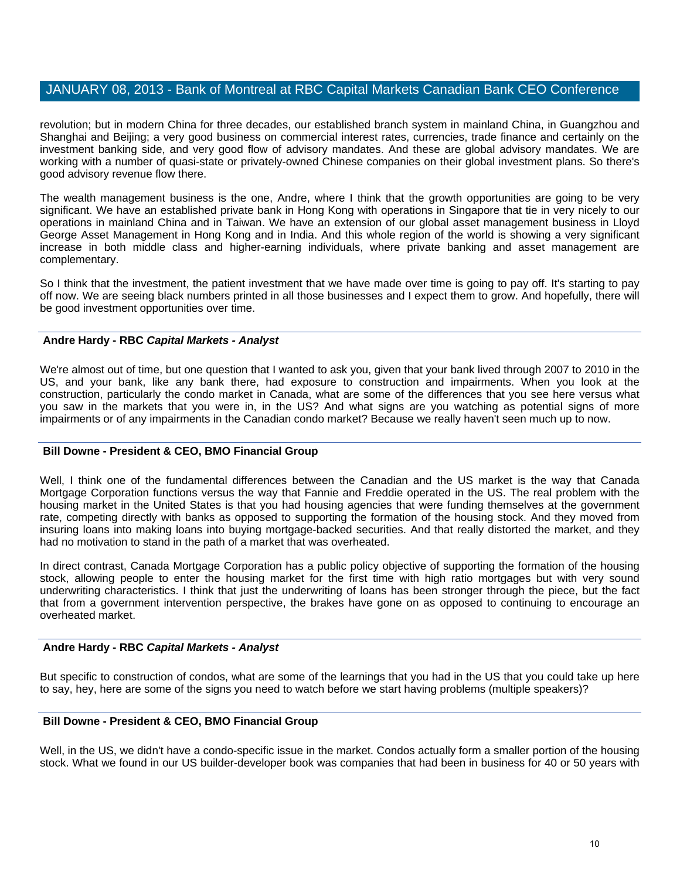revolution; but in modern China for three decades, our established branch system in mainland China, in Guangzhou and Shanghai and Beijing; a very good business on commercial interest rates, currencies, trade finance and certainly on the investment banking side, and very good flow of advisory mandates. And these are global advisory mandates. We are working with a number of quasi-state or privately-owned Chinese companies on their global investment plans. So there's good advisory revenue flow there.

The wealth management business is the one, Andre, where I think that the growth opportunities are going to be very significant. We have an established private bank in Hong Kong with operations in Singapore that tie in very nicely to our operations in mainland China and in Taiwan. We have an extension of our global asset management business in Lloyd George Asset Management in Hong Kong and in India. And this whole region of the world is showing a very significant increase in both middle class and higher-earning individuals, where private banking and asset management are complementary.

So I think that the investment, the patient investment that we have made over time is going to pay off. It's starting to pay off now. We are seeing black numbers printed in all those businesses and I expect them to grow. And hopefully, there will be good investment opportunities over time.

---

**Andre Hardy - RBC *Capital Markets - Analyst***

We're almost out of time, but one question that I wanted to ask you, given that your bank lived through 2007 to 2010 in the US, and your bank, like any bank there, had exposure to construction and impairments. When you look at the construction, particularly the condo market in Canada, what are some of the differences that you see here versus what you saw in the markets that you were in, in the US? And what signs are you watching as potential signs of more impairments or of any impairments in the Canadian condo market? Because we really haven't seen much up to now.

---

**Bill Downe - President & CEO, BMO Financial Group**

Well, I think one of the fundamental differences between the Canadian and the US market is the way that Canada Mortgage Corporation functions versus the way that Fannie and Freddie operated in the US. The real problem with the housing market in the United States is that you had housing agencies that were funding themselves at the government rate, competing directly with banks as opposed to supporting the formation of the housing stock. And they moved from insuring loans into making loans into buying mortgage-backed securities. And that really distorted the market, and they had no motivation to stand in the path of a market that was overheated.

In direct contrast, Canada Mortgage Corporation has a public policy objective of supporting the formation of the housing stock, allowing people to enter the housing market for the first time with high ratio mortgages but with very sound underwriting characteristics. I think that just the underwriting of loans has been stronger through the piece, but the fact that from a government intervention perspective, the brakes have gone on as opposed to continuing to encourage an overheated market.

---

**Andre Hardy - RBC *Capital Markets - Analyst***

But specific to construction of condos, what are some of the learnings that you had in the US that you could take up here to say, hey, here are some of the signs you need to watch before we start having problems (multiple speakers)?

---

**Bill Downe - President & CEO, BMO Financial Group**

Well, in the US, we didn't have a condo-specific issue in the market. Condos actually form a smaller portion of the housing stock. What we found in our US builder-developer book was companies that had been in business for 40 or 50 years with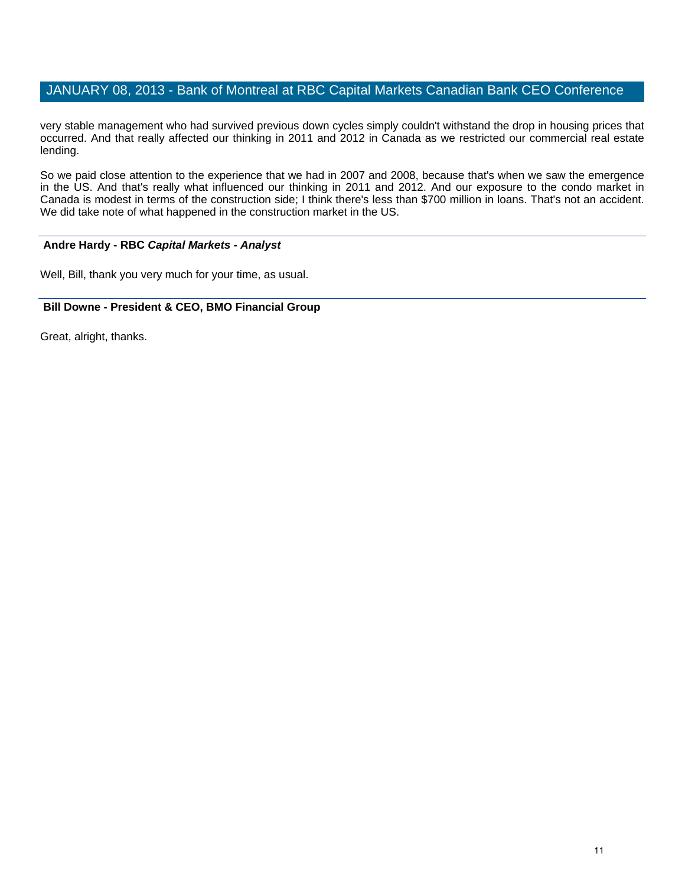very stable management who had survived previous down cycles simply couldn't withstand the drop in housing prices that occurred. And that really affected our thinking in 2011 and 2012 in Canada as we restricted our commercial real estate lending.

So we paid close attention to the experience that we had in 2007 and 2008, because that's when we saw the emergence in the US. And that's really what influenced our thinking in 2011 and 2012. And our exposure to the condo market in Canada is modest in terms of the construction side; I think there's less than $700 million in loans. That's not an accident. We did take note of what happened in the construction market in the US.

---

**Andre Hardy - RBC *Capital Markets - Analyst***

Well, Bill, thank you very much for your time, as usual.

---

**Bill Downe - President & CEO, BMO Financial Group**

Great, alright, thanks.